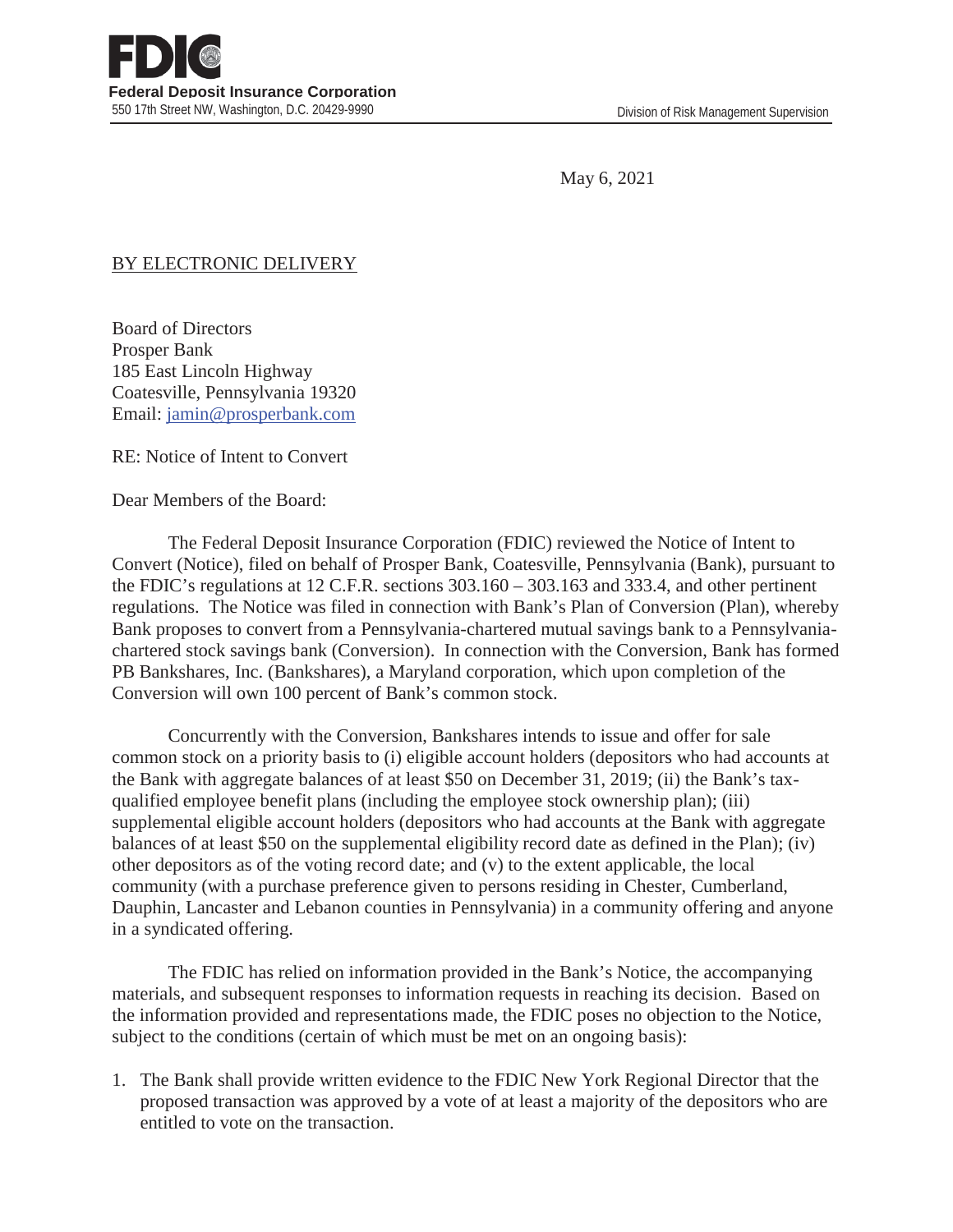**FDIC**

**Federal Deposit Insurance Corporation**
550 17th Street NW, Washington, D.C. 20429-9990

Division of Risk Management Supervision

May 6, 2021

BY ELECTRONIC DELIVERY

Board of Directors
Prosper Bank
185 East Lincoln Highway
Coatesville, Pennsylvania 19320
Email: jamin@prosperbank.com

RE: Notice of Intent to Convert

Dear Members of the Board:

The Federal Deposit Insurance Corporation (FDIC) reviewed the Notice of Intent to Convert (Notice), filed on behalf of Prosper Bank, Coatesville, Pennsylvania (Bank), pursuant to the FDIC's regulations at 12 C.F.R. sections 303.160 – 303.163 and 333.4, and other pertinent regulations. The Notice was filed in connection with Bank's Plan of Conversion (Plan), whereby Bank proposes to convert from a Pennsylvania-chartered mutual savings bank to a Pennsylvania-chartered stock savings bank (Conversion). In connection with the Conversion, Bank has formed PB Bankshares, Inc. (Bankshares), a Maryland corporation, which upon completion of the Conversion will own 100 percent of Bank's common stock.

Concurrently with the Conversion, Bankshares intends to issue and offer for sale common stock on a priority basis to (i) eligible account holders (depositors who had accounts at the Bank with aggregate balances of at least $50 on December 31, 2019; (ii) the Bank's tax-qualified employee benefit plans (including the employee stock ownership plan); (iii) supplemental eligible account holders (depositors who had accounts at the Bank with aggregate balances of at least $50 on the supplemental eligibility record date as defined in the Plan); (iv) other depositors as of the voting record date; and (v) to the extent applicable, the local community (with a purchase preference given to persons residing in Chester, Cumberland, Dauphin, Lancaster and Lebanon counties in Pennsylvania) in a community offering and anyone in a syndicated offering.

The FDIC has relied on information provided in the Bank's Notice, the accompanying materials, and subsequent responses to information requests in reaching its decision. Based on the information provided and representations made, the FDIC poses no objection to the Notice, subject to the conditions (certain of which must be met on an ongoing basis):

1. The Bank shall provide written evidence to the FDIC New York Regional Director that the proposed transaction was approved by a vote of at least a majority of the depositors who are entitled to vote on the transaction.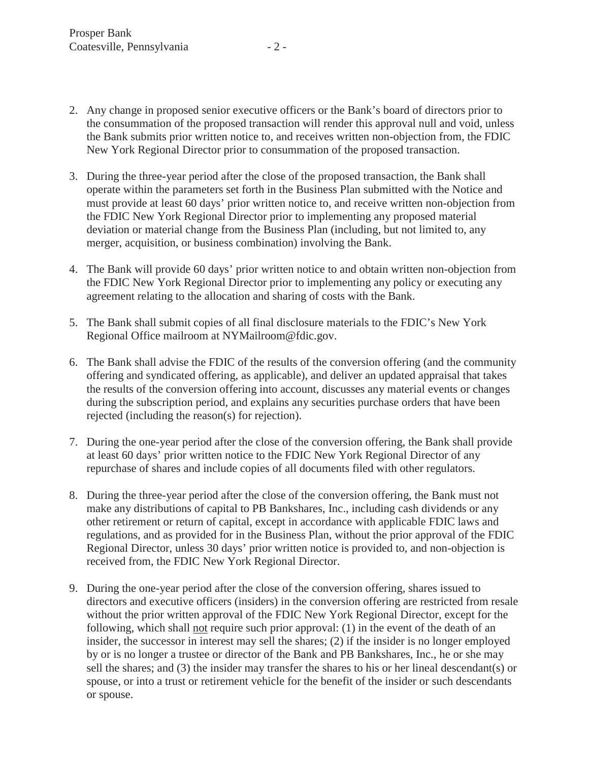2. Any change in proposed senior executive officers or the Bank's board of directors prior to the consummation of the proposed transaction will render this approval null and void, unless the Bank submits prior written notice to, and receives written non-objection from, the FDIC New York Regional Director prior to consummation of the proposed transaction.

3. During the three-year period after the close of the proposed transaction, the Bank shall operate within the parameters set forth in the Business Plan submitted with the Notice and must provide at least 60 days' prior written notice to, and receive written non-objection from the FDIC New York Regional Director prior to implementing any proposed material deviation or material change from the Business Plan (including, but not limited to, any merger, acquisition, or business combination) involving the Bank.

4. The Bank will provide 60 days' prior written notice to and obtain written non-objection from the FDIC New York Regional Director prior to implementing any policy or executing any agreement relating to the allocation and sharing of costs with the Bank.

5. The Bank shall submit copies of all final disclosure materials to the FDIC's New York Regional Office mailroom at NYMailroom@fdic.gov.

6. The Bank shall advise the FDIC of the results of the conversion offering (and the community offering and syndicated offering, as applicable), and deliver an updated appraisal that takes the results of the conversion offering into account, discusses any material events or changes during the subscription period, and explains any securities purchase orders that have been rejected (including the reason(s) for rejection).

7. During the one-year period after the close of the conversion offering, the Bank shall provide at least 60 days' prior written notice to the FDIC New York Regional Director of any repurchase of shares and include copies of all documents filed with other regulators.

8. During the three-year period after the close of the conversion offering, the Bank must not make any distributions of capital to PB Bankshares, Inc., including cash dividends or any other retirement or return of capital, except in accordance with applicable FDIC laws and regulations, and as provided for in the Business Plan, without the prior approval of the FDIC Regional Director, unless 30 days' prior written notice is provided to, and non-objection is received from, the FDIC New York Regional Director.

9. During the one-year period after the close of the conversion offering, shares issued to directors and executive officers (insiders) in the conversion offering are restricted from resale without the prior written approval of the FDIC New York Regional Director, except for the following, which shall <u>not</u> require such prior approval: (1) in the event of the death of an insider, the successor in interest may sell the shares; (2) if the insider is no longer employed by or is no longer a trustee or director of the Bank and PB Bankshares, Inc., he or she may sell the shares; and (3) the insider may transfer the shares to his or her lineal descendant(s) or spouse, or into a trust or retirement vehicle for the benefit of the insider or such descendants or spouse.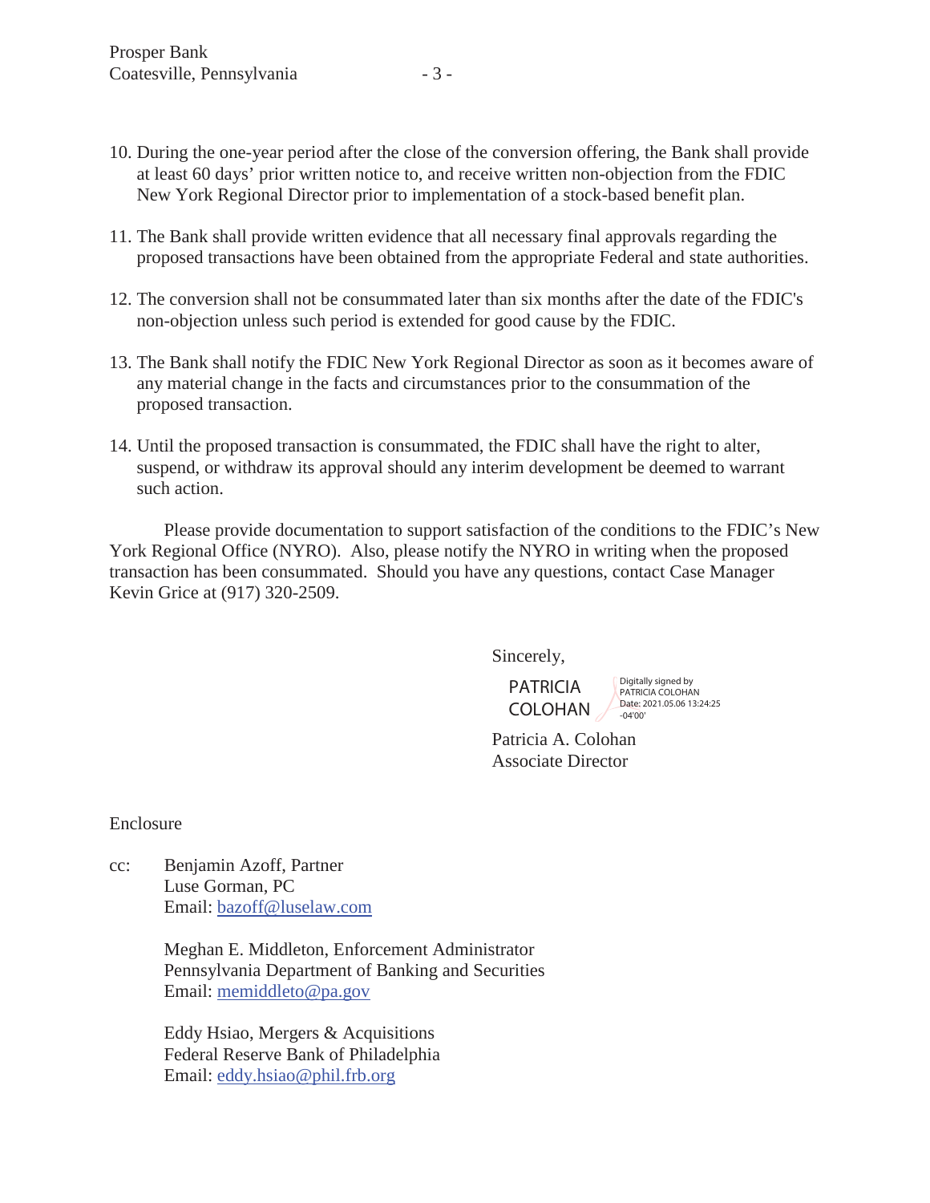10. During the one-year period after the close of the conversion offering, the Bank shall provide at least 60 days' prior written notice to, and receive written non-objection from the FDIC New York Regional Director prior to implementation of a stock-based benefit plan.

11. The Bank shall provide written evidence that all necessary final approvals regarding the proposed transactions have been obtained from the appropriate Federal and state authorities.

12. The conversion shall not be consummated later than six months after the date of the FDIC's non-objection unless such period is extended for good cause by the FDIC.

13. The Bank shall notify the FDIC New York Regional Director as soon as it becomes aware of any material change in the facts and circumstances prior to the consummation of the proposed transaction.

14. Until the proposed transaction is consummated, the FDIC shall have the right to alter, suspend, or withdraw its approval should any interim development be deemed to warrant such action.

Please provide documentation to support satisfaction of the conditions to the FDIC's New York Regional Office (NYRO). Also, please notify the NYRO in writing when the proposed transaction has been consummated. Should you have any questions, contact Case Manager Kevin Grice at (917) 320-2509.

Sincerely,

PATRICIA COLOHAN
Digitally signed by PATRICIA COLOHAN
Date: 2021.05.06 13:24:25 -04'00'

Patricia A. Colohan
Associate Director

Enclosure

cc: Benjamin Azoff, Partner
Luse Gorman, PC
Email: bazoff@luselaw.com

Meghan E. Middleton, Enforcement Administrator
Pennsylvania Department of Banking and Securities
Email: memiddleto@pa.gov

Eddy Hsiao, Mergers & Acquisitions
Federal Reserve Bank of Philadelphia
Email: eddy.hsiao@phil.frb.org